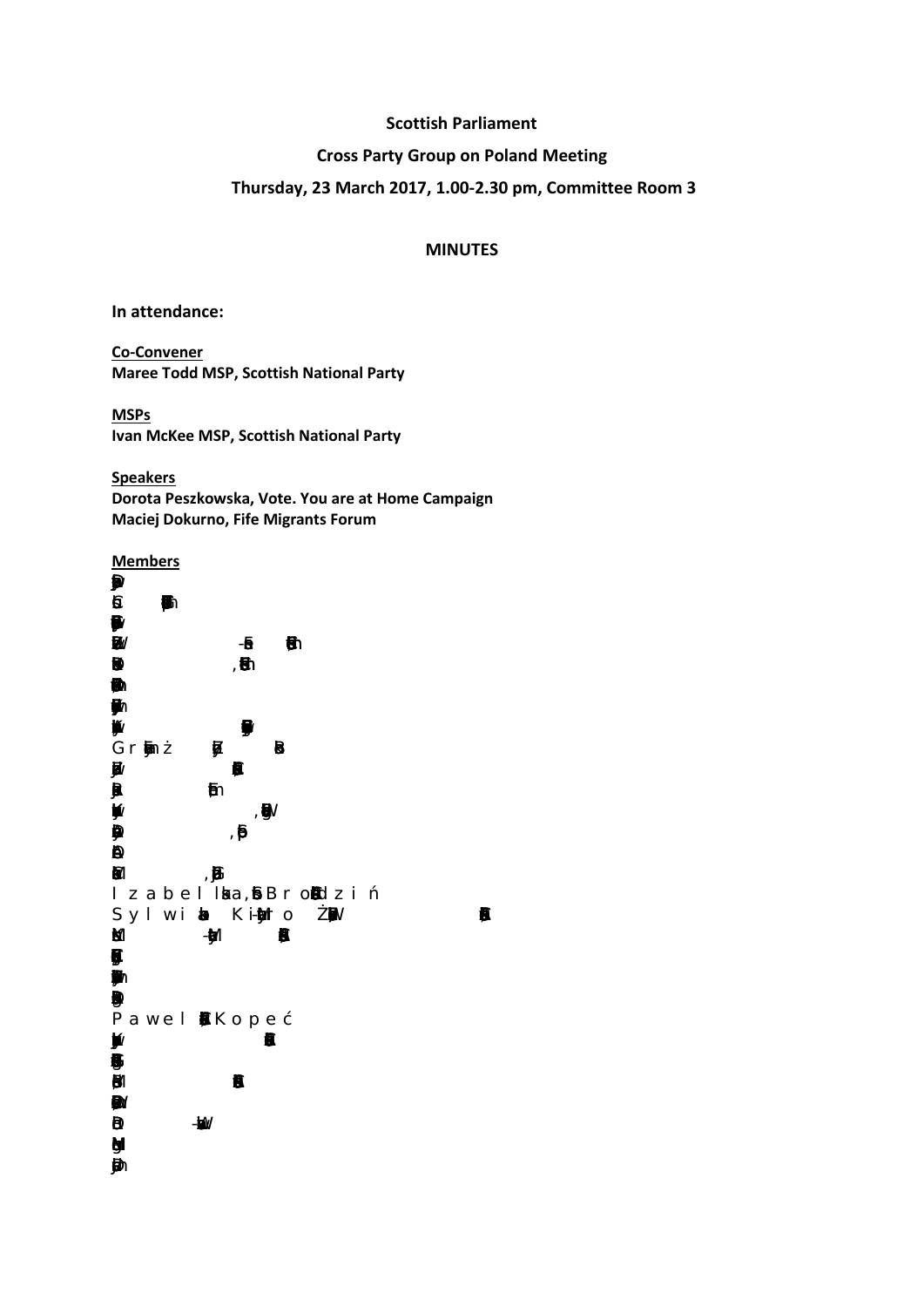**Scottish Parliament**

**Cross Party Group on Poland Meeting**

**Thursday, 23 March 2017, 1.00-2.30 pm, Committee Room 3**

**MINUTES**

## In attendance:

**Co-Convener**
**Maree Todd MSP, Scottish National Party**

**MSPs**
**Ivan McKee MSP, Scottish National Party**

**Speakers**
**Dorota Peszkowska, Vote. You are at Home Campaign**
**Maciej Dokurno, Fife Migrants Forum**

**Members**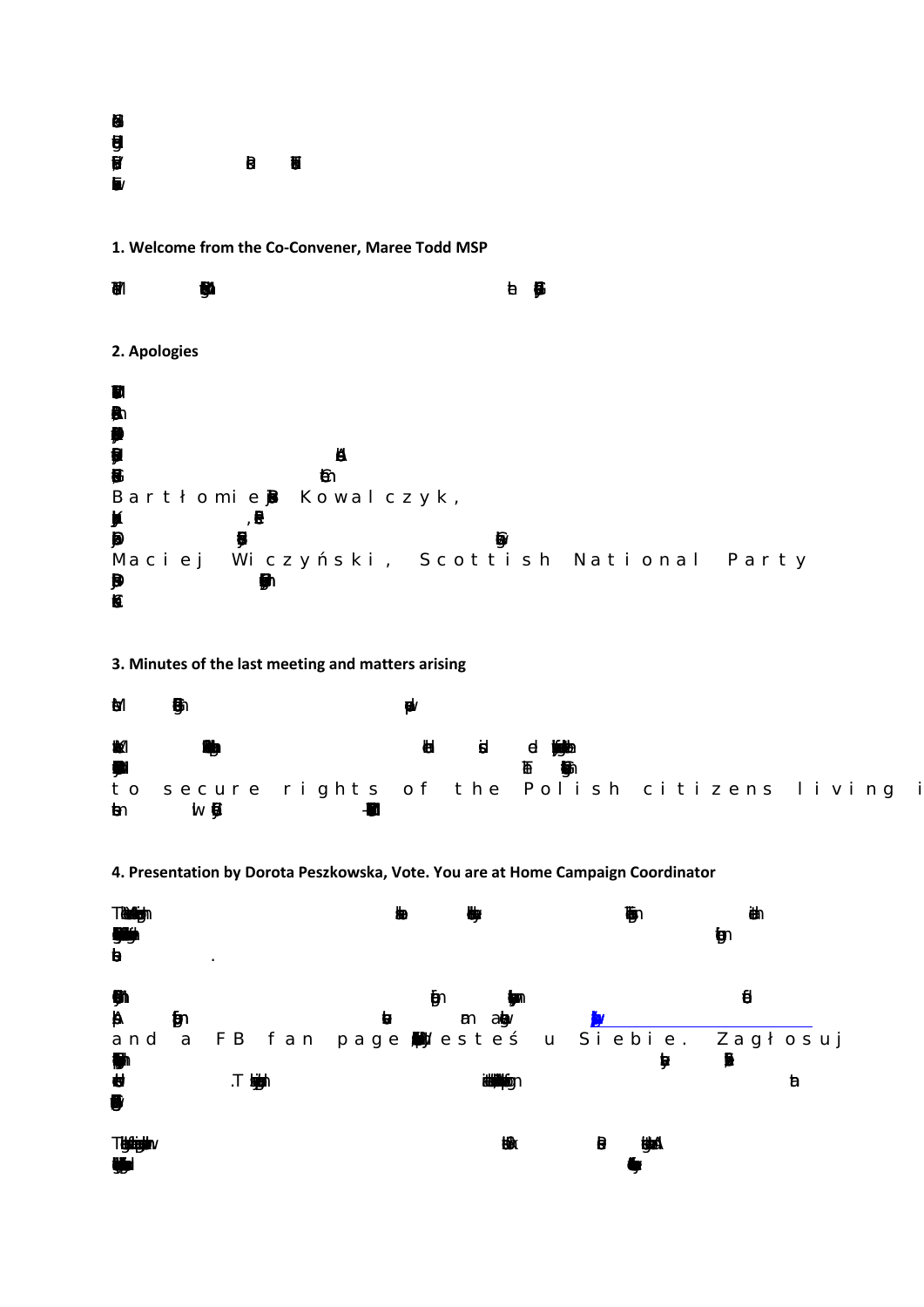## 1. Welcome from the Co-Convener, Maree Todd MSP

## 2. Apologies

Bartłomiej Kowalczyk,

Maciej Wiczyński, Scottish National Party

## 3. Minutes of the last meeting and matters arising

to secure rights of the Polish citizens living i

## 4. Presentation by Dorota Peszkowska, Vote. You are at Home Campaign Coordinator

and a FB fan page Jesteś u Siebie. Zagłosuj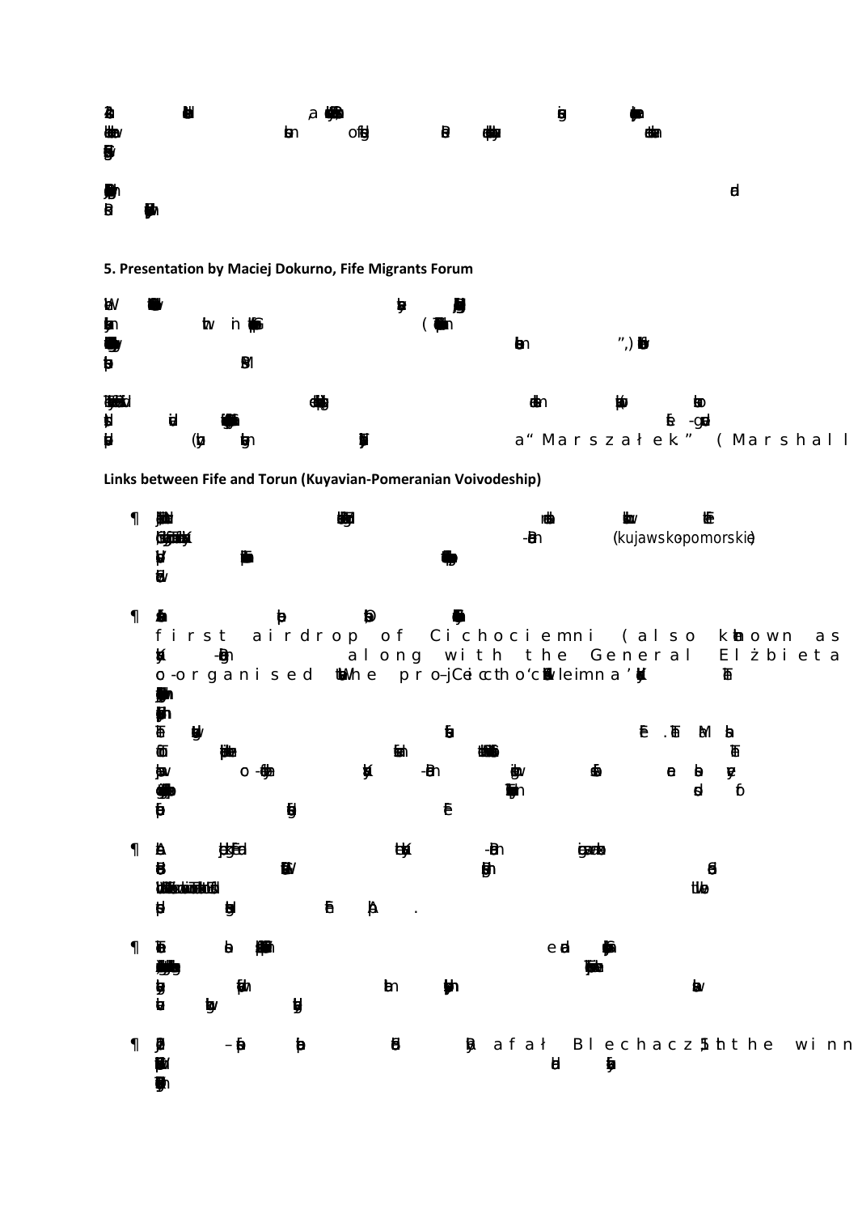## 5. Presentation by Maciej Dokurno, Fife Migrants Forum

a "Marszałek." (Marshall

### Links between Fife and Torun (Kuyavian-Pomeranian Voivodeship)

- (kujawsko-pomorskie)

- first airdrop of Cichociemni (also known as along with the General Elżbieta co-organised the project Cichociemni

- Rafał Blechacz, the winn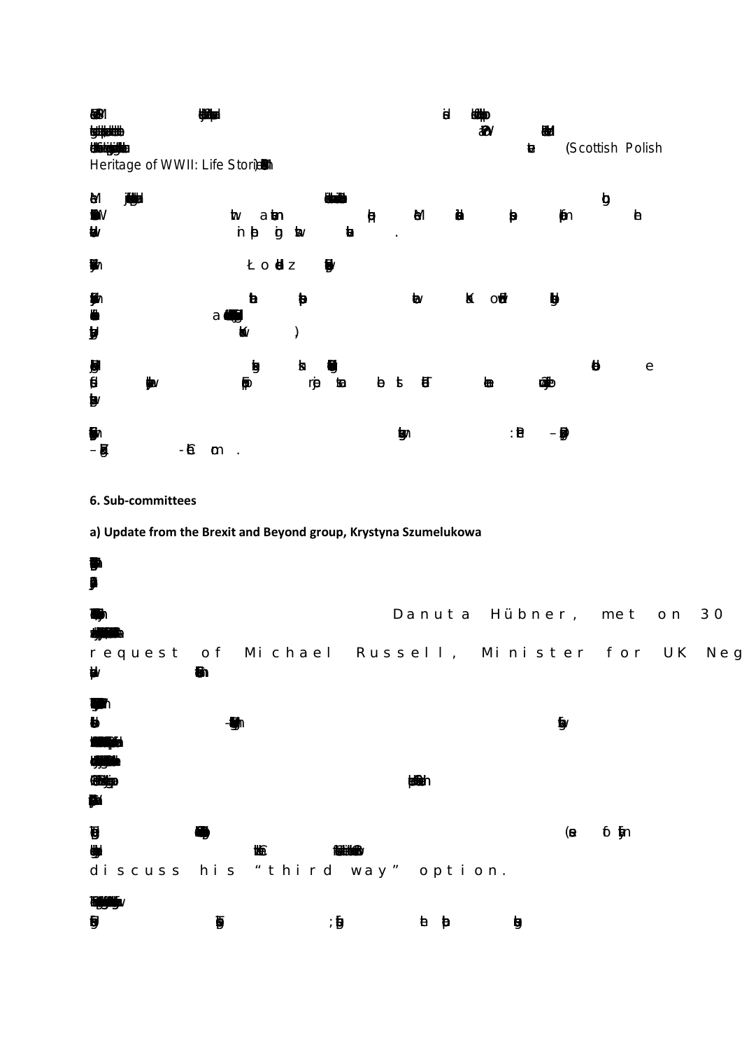(Scottish Polish Heritage of WWII: Life Stories)

Łodz

### 6. Sub-committees

**a) Update from the Brexit and Beyond group, Krystyna Szumelukowa**

Danuta Hübner, met on 30

request of Michael Russell, Minister for UK Neg

discuss his “third way” option.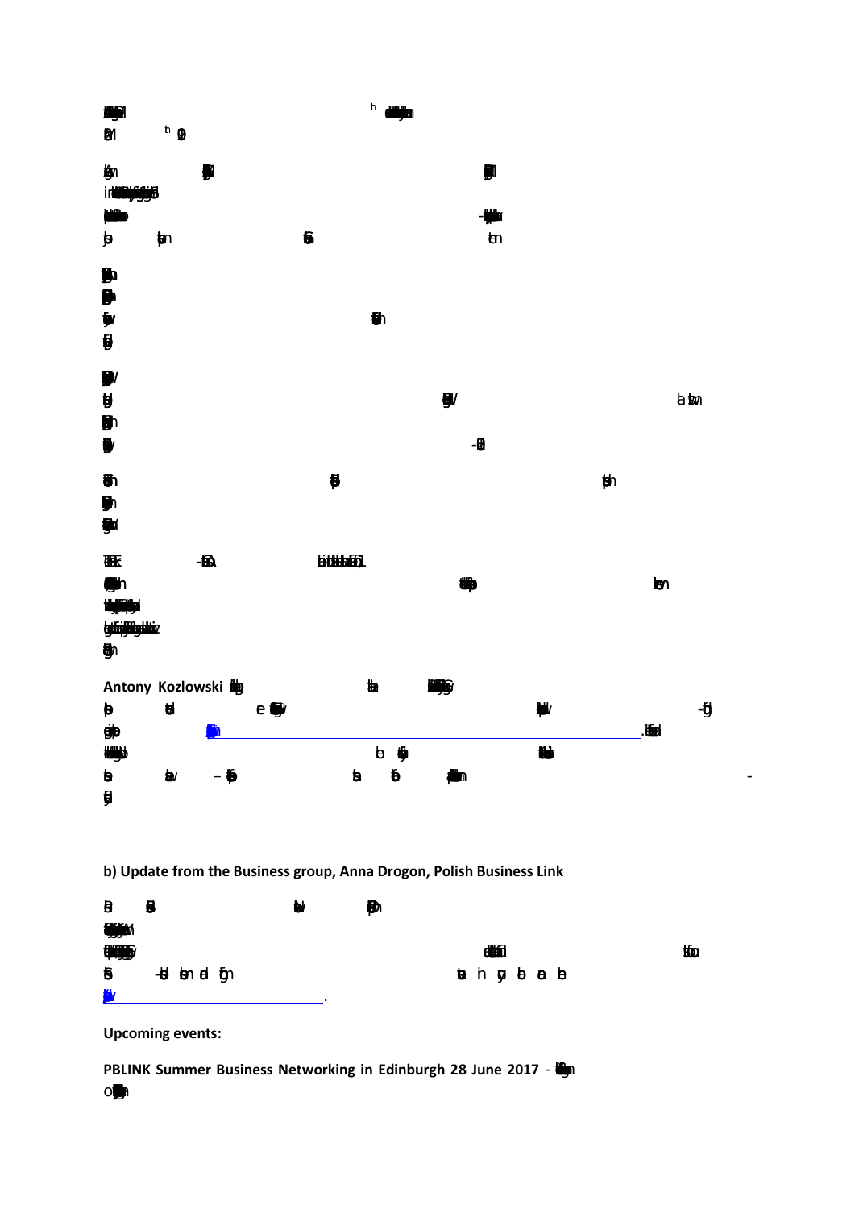Antony Kozlowski

b) Update from the Business group, Anna Drogon, Polish Business Link

Upcoming events:

PBLINK Summer Business Networking in Edinburgh 28 June 2017 -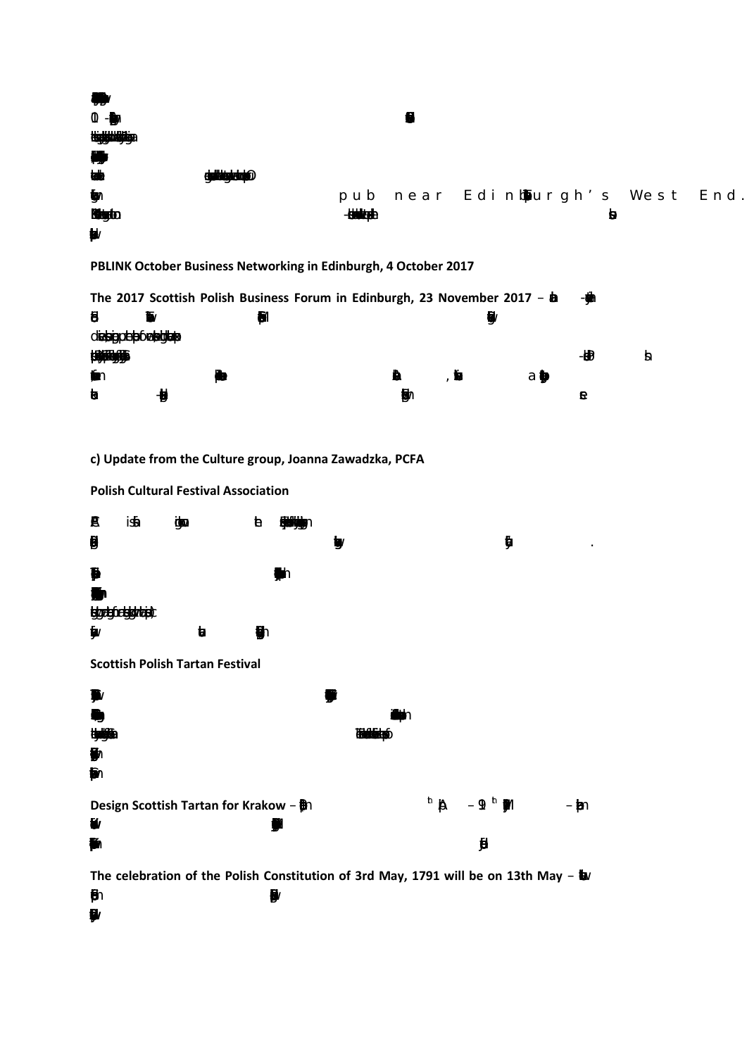pub near Edinburgh's West End.

**PBLINK October Business Networking in Edinburgh, 4 October 2017**

**The 2017 Scottish Polish Business Forum in Edinburgh, 23 November 2017** –

**c) Update from the Culture group, Joanna Zawadzka, PCFA**

**Polish Cultural Festival Association**

**Scottish Polish Tartan Festival**

**Design Scottish Tartan for Krakow** –

**The celebration of the Polish Constitution of 3rd May, 1791 will be on 13th May** –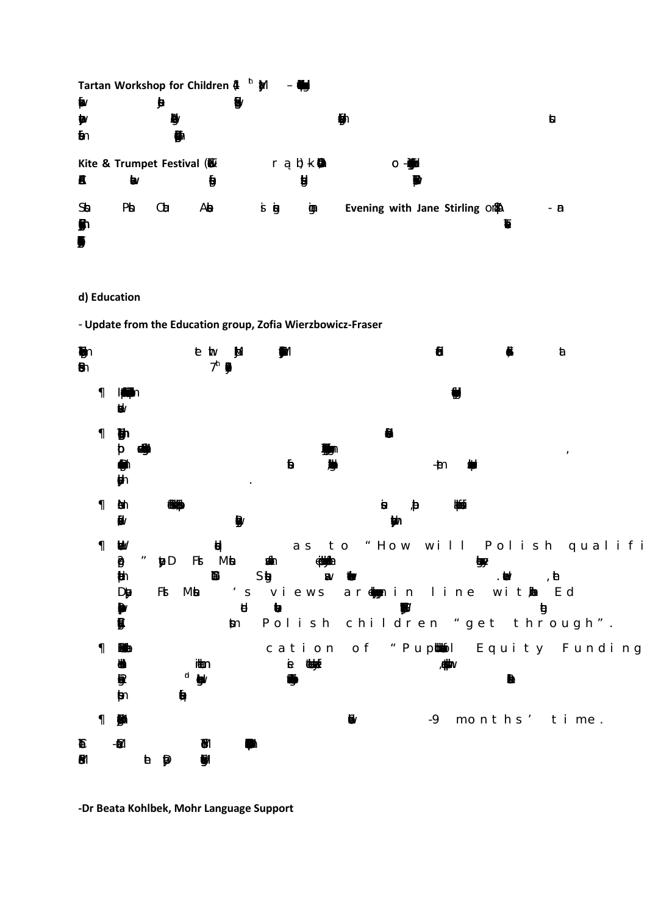**Tartan Workshop for Children**

**Kite & Trumpet Festival**

**Evening with Jane Stirling**

**d) Education**

**- Update from the Education group, Zofia Wierzbowicz-Fraser**

- 
- 
- 
- as to “How will Polish qualifi… ” … views are … in line with … Ed… Polish children “get through”.
- …cation of “Pupil … Equity Funding
- …-9 months’ time.

**-Dr Beata Kohlbek, Mohr Language Support**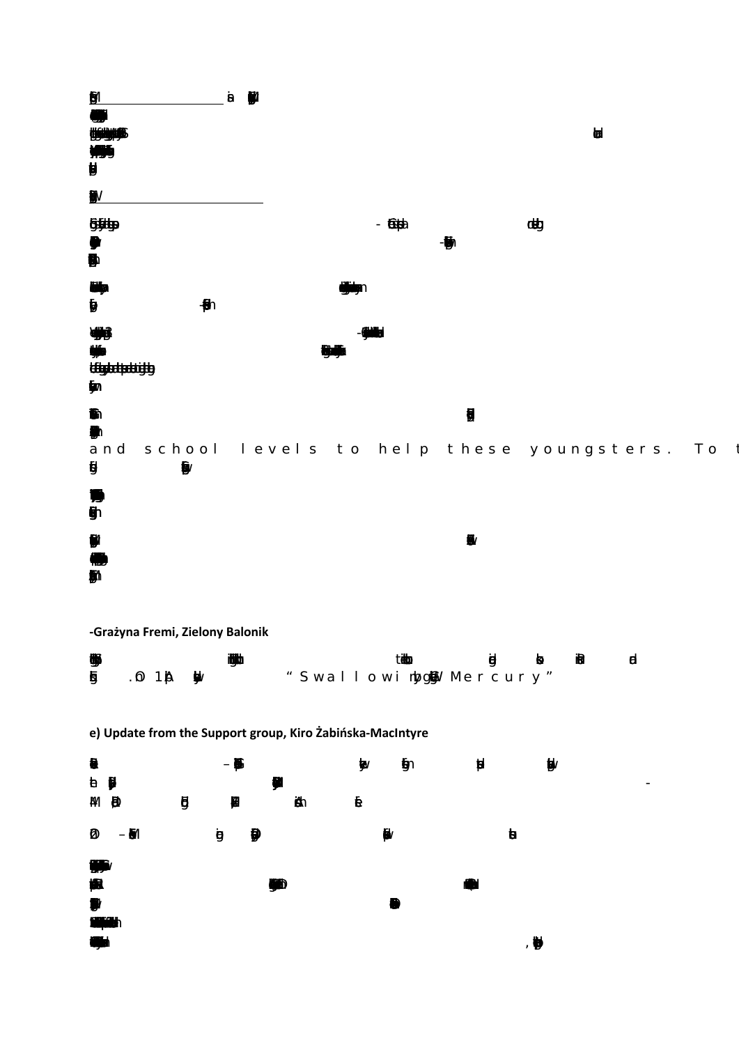and school levels to help these youngsters. To t

-Grażyna Fremi, Zielony Balonik

“Swallowing Mercury”

**e) Update from the Support group, Kiro Żabińska-MacIntyre**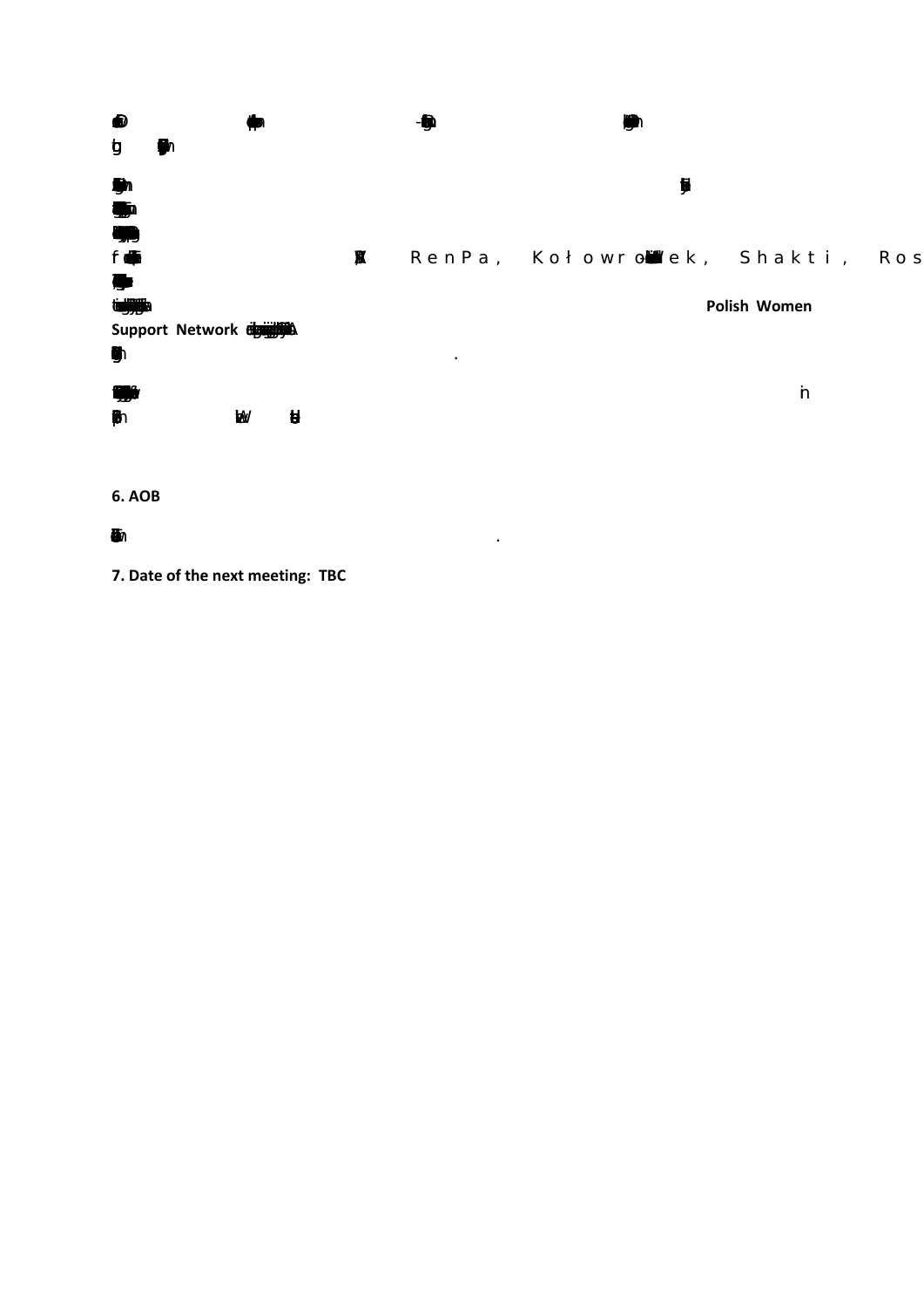RenPa, Kołowrotek, Shakti, Ros

Polish Women Support Network

.

## 6. AOB

.

## 7. Date of the next meeting: TBC